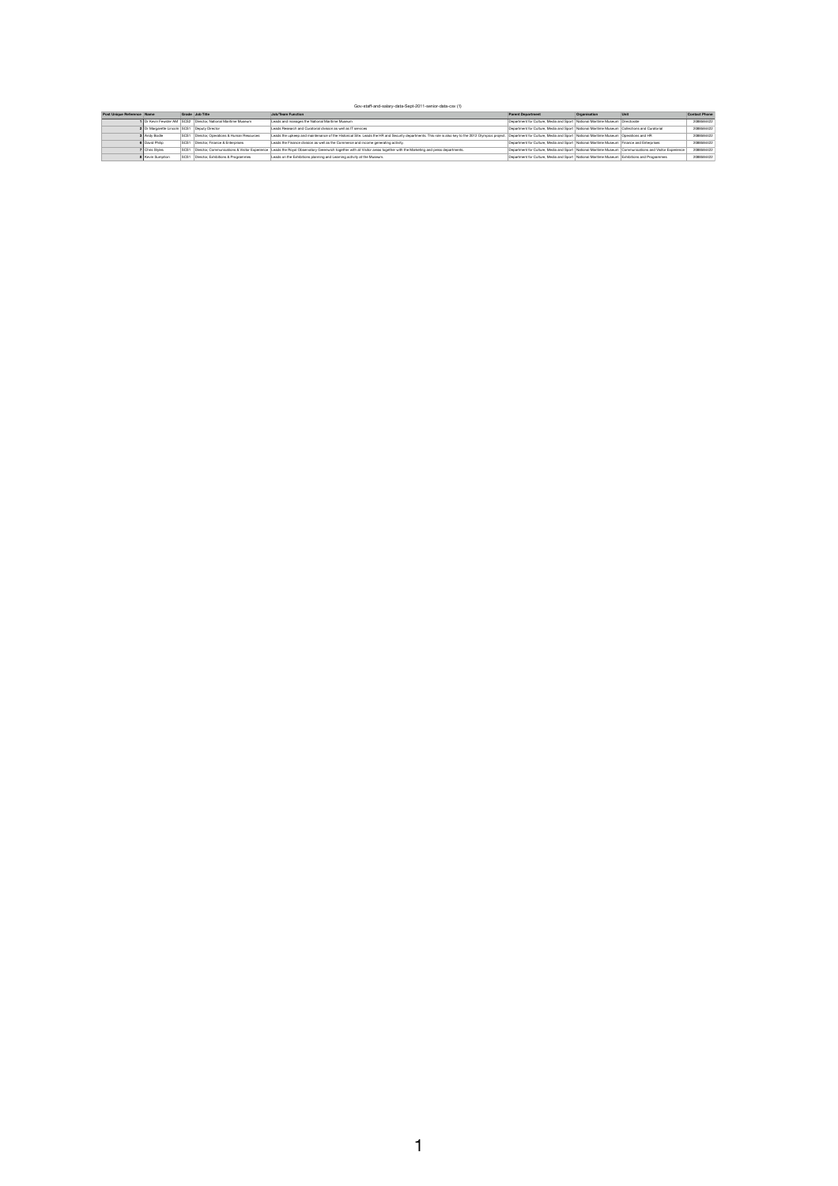Gov-staff-and-salary-data-Sept-2011-senior-data-csv (1)

| Post Unique Reference | Name | Grade | Job Title | Job/Team Function | Parent Department | Organisation | Unit | Contact Phone |
|---|---|---|---|---|---|---|---|---|
| 1 | Dr Kevin Fewster AM | SCS2 | Director, National Maritime Museum | Leads and manages the National Maritime Museum | Department for Culture, Media and Sport | National Maritime Museum | Directorate | 2088584422 |
| 2 | Dr Margarette Lincoln | SCS1 | Deputy Director | Leads Research and Curatorial division as well as IT services | Department for Culture, Media and Sport | National Maritime Museum | Collections and Curatorial | 2088584422 |
| 3 | Andy Bodle | SCS1 | Director, Operations & Human Resources | Leads the upkeep and maintenance of the Historical Site. Leads the HR and Security departments. This role is also key to the 2012 Olympics project. | Department for Culture, Media and Sport | National Maritime Museum | Operations and HR | 2088584422 |
| 4 | David Philip | SCS1 | Director, Finance & Enterprises | Leads the Finance division as well as the Commerce and income generating activity. | Department for Culture, Media and Sport | National Maritime Museum | Finance and Enterprises | 2088584422 |
| 7 | Chris Styles | SCS1 | Director, Communications & Visitor Experience | Leads the Royal Observatory Greenwich together with all Visitor areas together with the Marketing and press departments. | Department for Culture, Media and Sport | National Maritime Museum | Communications and Visitor Experience | 2088584422 |
| 8 | Kevin Sumption | SCS1 | Director, Exhibitions & Programmes | Leads on the Exhibitions planning and Learning activity at the Museum. | Department for Culture, Media and Sport | National Maritime Museum | Exhibitions and Programmes | 2088584422 |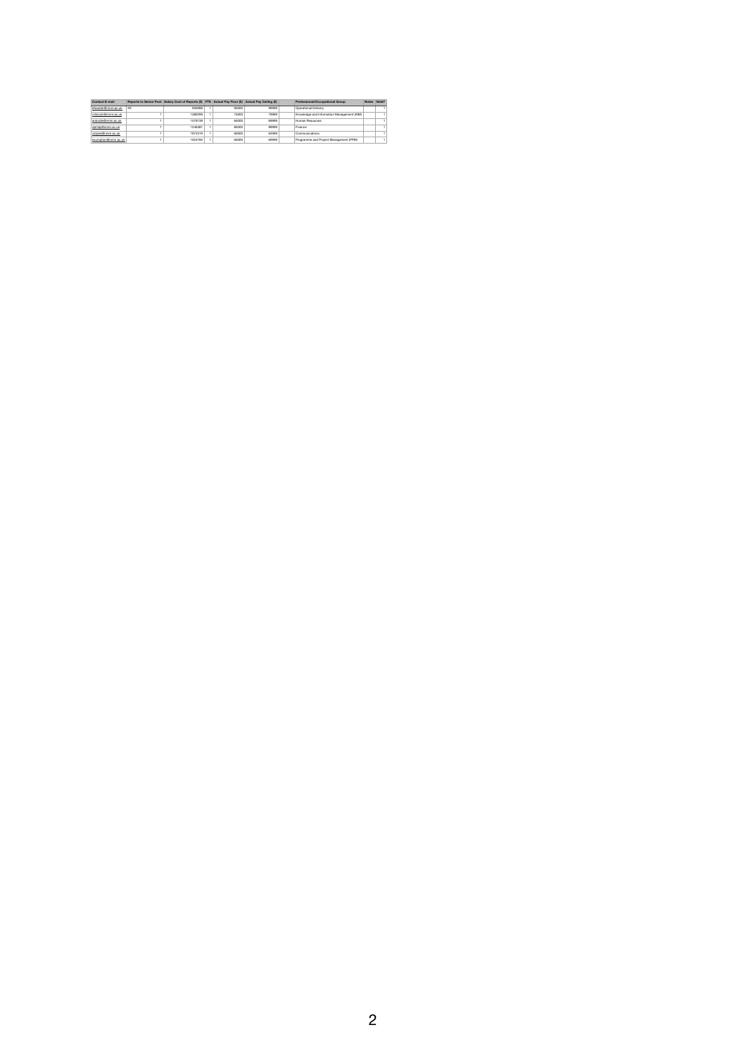| Contact E-mail | Reports to Senior Post | Salary Cost of Reports (£) | FTE | Actual Pay Floor (£) | Actual Pay Ceiling (£) | | Professional/Occupational Group | Notes | Valid? |
|---|---|---|---|---|---|---|---|---|---|
| bfleeder@mmn.ac.uk | XX | 650068 | 1 | 95000 | 99999 | | Operational Delivery | | 1 |
| rmlocdn@mmn.ac.uk | 1 | 1380299 | 1 | 75000 | 79999 | | Knowledge and Information Management (KIM) | | 1 |
| sobuole@mmn.ac.uk | 1 | 1576129 | 1 | 85000 | 89999 | | Human Resources | | 1 |
| dgrdpr@mmn.ac.uk | 1 | 1348387 | 1 | 85000 | 89999 | | Finance | | 1 |
| cmpsel@mmn.ac.uk | 1 | 1974319 | 1 | 60000 | 64999 | | Communications | | 1 |
| saumpton@mmn.ac.uk | 1 | 1024760 | 1 | 65000 | 69999 | | Programme and Project Management (PPM) | | 1 |